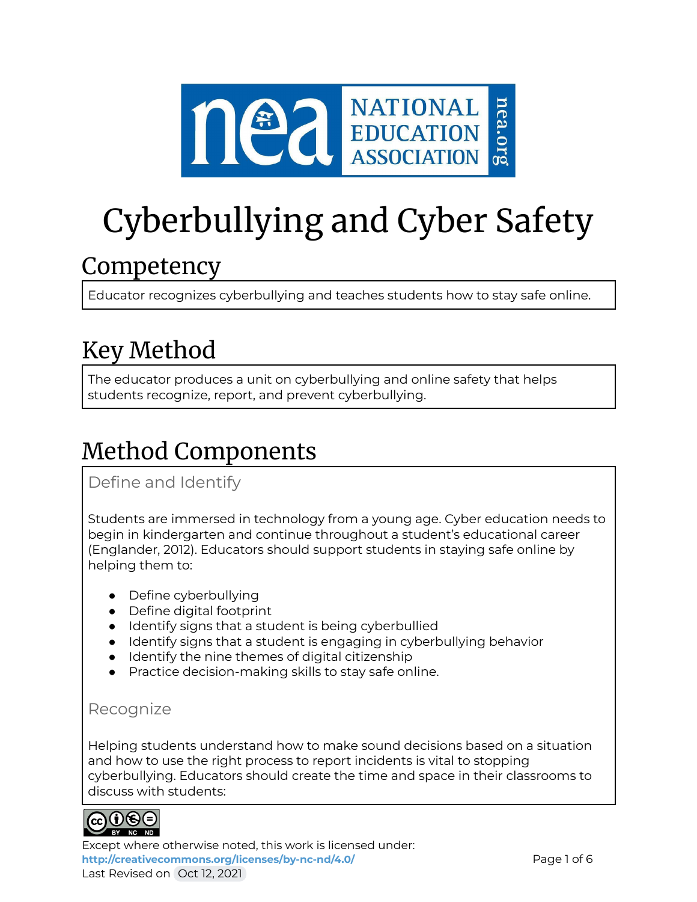# Cyberbullying and Cyber Safety

## Competency

Educator recognizes cyberbullying and teaches students how to stay safe online.

## Key Method

The educator produces a unit on cyberbullying and online safety that helps students recognize, report, and prevent cyberbullying.

## Method Components

### Define and Identify

Students are immersed in technology from a young age. Cyber education needs to begin in kindergarten and continue throughout a student's educational career (Englander, 2012). Educators should support students in staying safe online by helping them to:

- Define cyberbullying
- Define digital footprint
- Identify signs that a student is being cyberbullied
- Identify signs that a student is engaging in cyberbullying behavior
- Identify the nine themes of digital citizenship
- Practice decision-making skills to stay safe online.

### Recognize

Helping students understand how to make sound decisions based on a situation and how to use the right process to report incidents is vital to stopping cyberbullying. Educators should create the time and space in their classrooms to discuss with students:

Except where otherwise noted, this work is licensed under:
http://creativecommons.org/licenses/by-nc-nd/4.0/
Last Revised on Oct 12, 2021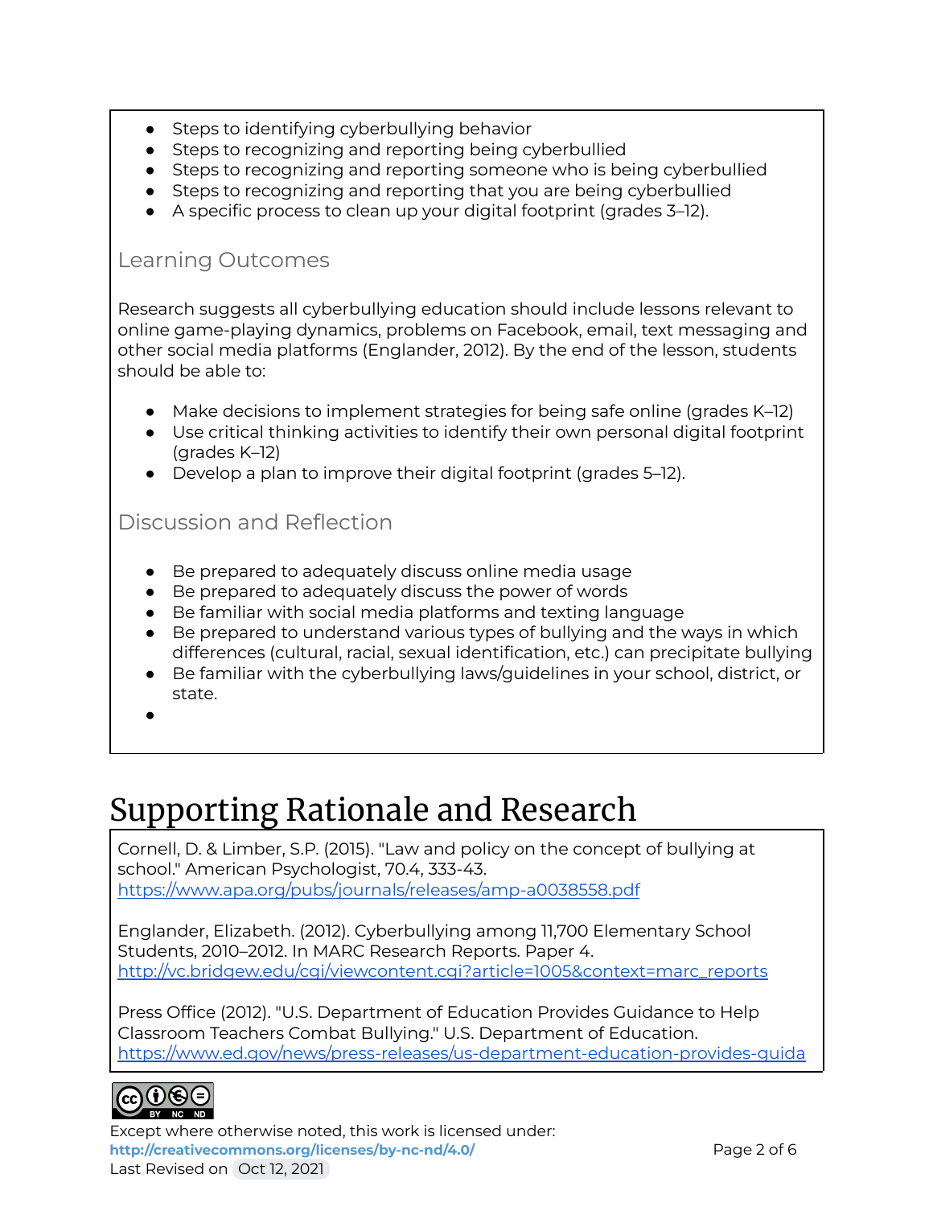- Steps to identifying cyberbullying behavior
- Steps to recognizing and reporting being cyberbullied
- Steps to recognizing and reporting someone who is being cyberbullied
- Steps to recognizing and reporting that you are being cyberbullied
- A specific process to clean up your digital footprint (grades 3–12).

### Learning Outcomes

Research suggests all cyberbullying education should include lessons relevant to online game-playing dynamics, problems on Facebook, email, text messaging and other social media platforms (Englander, 2012). By the end of the lesson, students should be able to:

- Make decisions to implement strategies for being safe online (grades K–12)
- Use critical thinking activities to identify their own personal digital footprint (grades K–12)
- Develop a plan to improve their digital footprint (grades 5–12).

### Discussion and Reflection

- Be prepared to adequately discuss online media usage
- Be prepared to adequately discuss the power of words
- Be familiar with social media platforms and texting language
- Be prepared to understand various types of bullying and the ways in which differences (cultural, racial, sexual identification, etc.) can precipitate bullying
- Be familiar with the cyberbullying laws/guidelines in your school, district, or state.

# Supporting Rationale and Research

Cornell, D. & Limber, S.P. (2015). "Law and policy on the concept of bullying at school." American Psychologist, 70.4, 333-43. https://www.apa.org/pubs/journals/releases/amp-a0038558.pdf

Englander, Elizabeth. (2012). Cyberbullying among 11,700 Elementary School Students, 2010–2012. In MARC Research Reports. Paper 4. http://vc.bridgew.edu/cgi/viewcontent.cgi?article=1005&context=marc_reports

Press Office (2012). "U.S. Department of Education Provides Guidance to Help Classroom Teachers Combat Bullying." U.S. Department of Education. https://www.ed.gov/news/press-releases/us-department-education-provides-guida

Except where otherwise noted, this work is licensed under: **http://creativecommons.org/licenses/by-nc-nd/4.0/**
Last Revised on Oct 12, 2021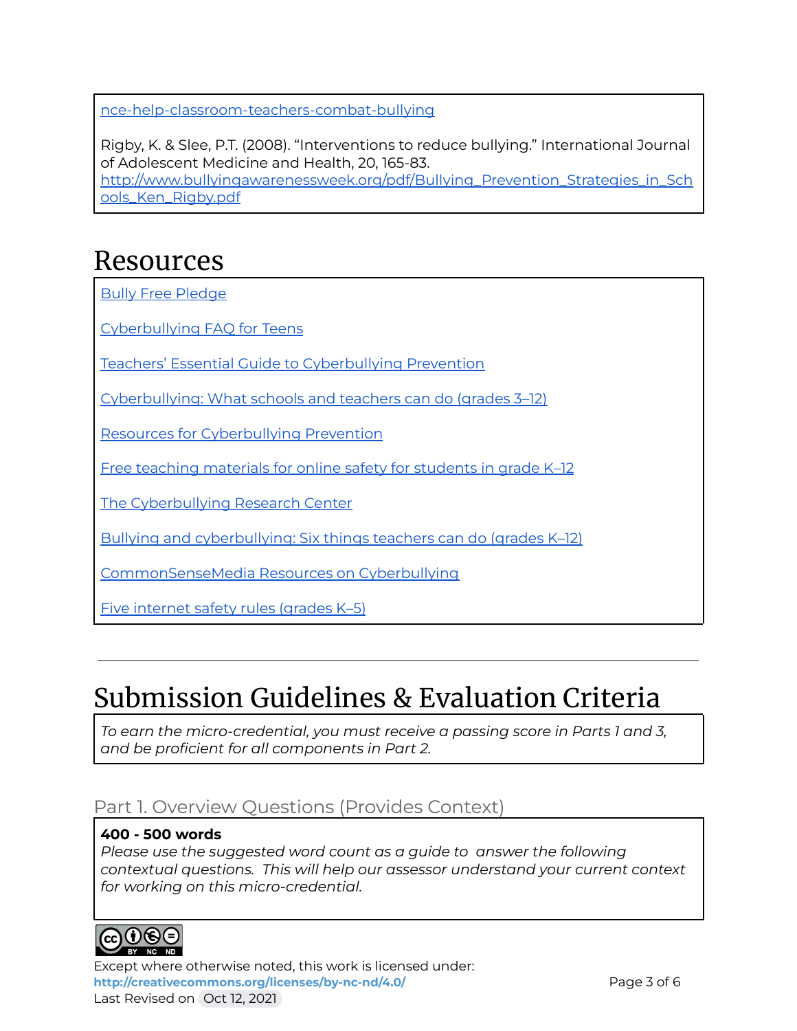nce-help-classroom-teachers-combat-bullying

Rigby, K. & Slee, P.T. (2008). "Interventions to reduce bullying." International Journal of Adolescent Medicine and Health, 20, 165-83. http://www.bullyingawarenessweek.org/pdf/Bullying_Prevention_Strategies_in_Schools_Ken_Rigby.pdf

# Resources

Bully Free Pledge

Cyberbullying FAQ for Teens

Teachers' Essential Guide to Cyberbullying Prevention

Cyberbullying: What schools and teachers can do (grades 3–12)

Resources for Cyberbullying Prevention

Free teaching materials for online safety for students in grade K–12

The Cyberbullying Research Center

Bullying and cyberbullying: Six things teachers can do (grades K–12)

CommonSenseMedia Resources on Cyberbullying

Five internet safety rules (grades K–5)

---

# Submission Guidelines & Evaluation Criteria

*To earn the micro-credential, you must receive a passing score in Parts 1 and 3, and be proficient for all components in Part 2.*

## Part 1. Overview Questions (Provides Context)

**400 - 500 words**
*Please use the suggested word count as a guide to answer the following contextual questions. This will help our assessor understand your current context for working on this micro-credential.*

Except where otherwise noted, this work is licensed under:
**http://creativecommons.org/licenses/by-nc-nd/4.0/**
Last Revised on Oct 12, 2021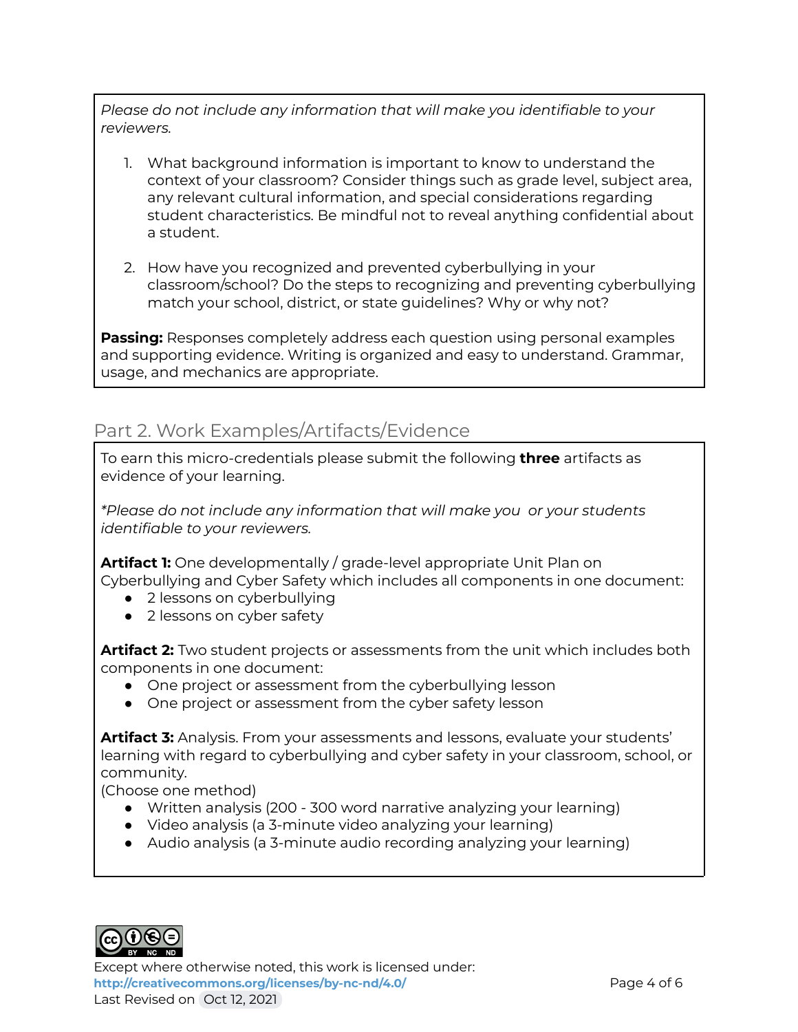*Please do not include any information that will make you identifiable to your reviewers.*

1. What background information is important to know to understand the context of your classroom? Consider things such as grade level, subject area, any relevant cultural information, and special considerations regarding student characteristics. Be mindful not to reveal anything confidential about a student.

2. How have you recognized and prevented cyberbullying in your classroom/school? Do the steps to recognizing and preventing cyberbullying match your school, district, or state guidelines? Why or why not?

**Passing:** Responses completely address each question using personal examples and supporting evidence. Writing is organized and easy to understand. Grammar, usage, and mechanics are appropriate.

## Part 2. Work Examples/Artifacts/Evidence

To earn this micro-credentials please submit the following **three** artifacts as evidence of your learning.

**Please do not include any information that will make you  or your students identifiable to your reviewers.*

**Artifact 1:** One developmentally / grade-level appropriate Unit Plan on Cyberbullying and Cyber Safety which includes all components in one document:

- 2 lessons on cyberbullying
- 2 lessons on cyber safety

**Artifact 2:** Two student projects or assessments from the unit which includes both components in one document:

- One project or assessment from the cyberbullying lesson
- One project or assessment from the cyber safety lesson

**Artifact 3:** Analysis. From your assessments and lessons, evaluate your students' learning with regard to cyberbullying and cyber safety in your classroom, school, or community.
(Choose one method)

- Written analysis (200 - 300 word narrative analyzing your learning)
- Video analysis (a 3-minute video analyzing your learning)
- Audio analysis (a 3-minute audio recording analyzing your learning)

Except where otherwise noted, this work is licensed under:
http://creativecommons.org/licenses/by-nc-nd/4.0/
Last Revised on Oct 12, 2021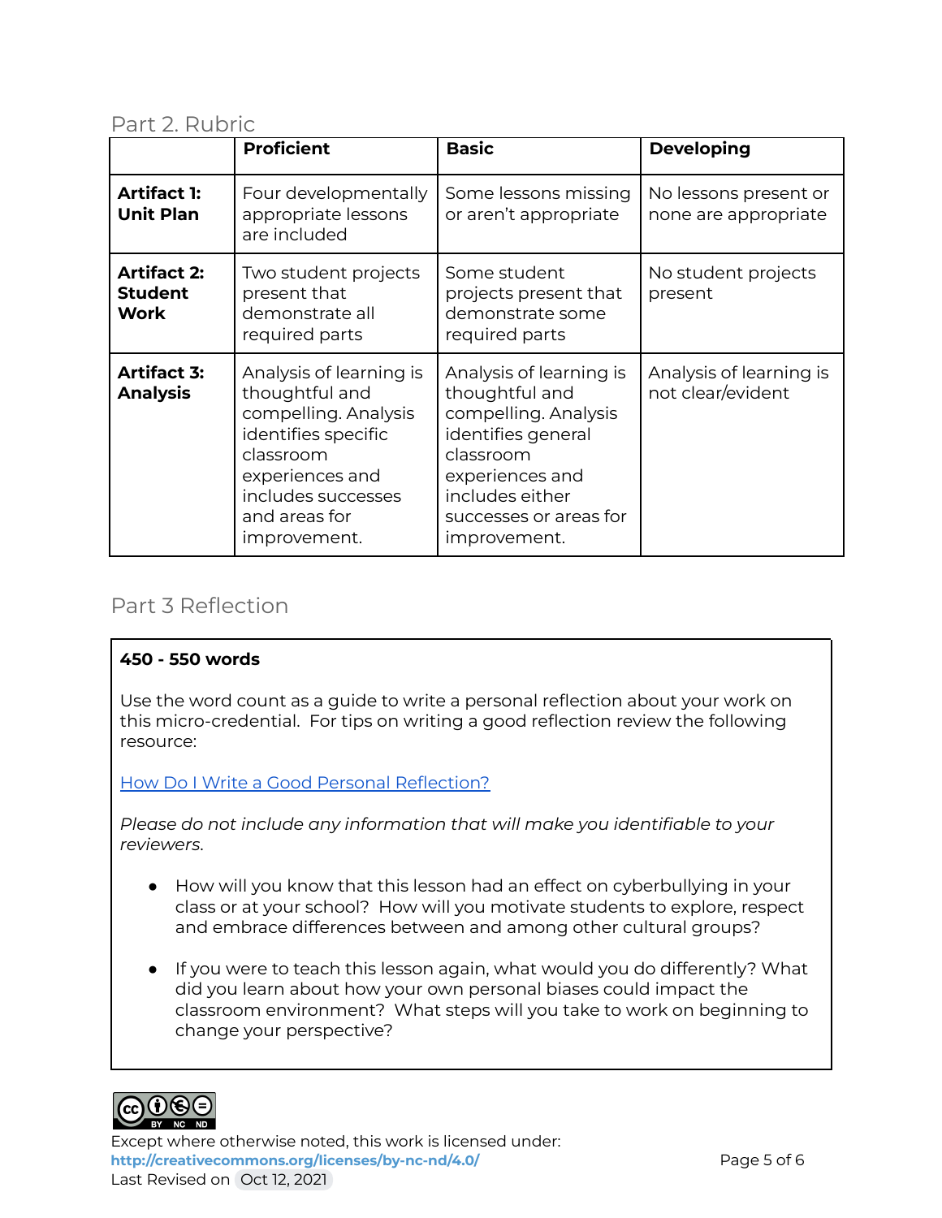## Part 2. Rubric

| | Proficient | Basic | Developing |
|---|---|---|---|
| **Artifact 1: Unit Plan** | Four developmentally appropriate lessons are included | Some lessons missing or aren't appropriate | No lessons present or none are appropriate |
| **Artifact 2: Student Work** | Two student projects present that demonstrate all required parts | Some student projects present that demonstrate some required parts | No student projects present |
| **Artifact 3: Analysis** | Analysis of learning is thoughtful and compelling. Analysis identifies specific classroom experiences and includes successes and areas for improvement. | Analysis of learning is thoughtful and compelling. Analysis identifies general classroom experiences and includes either successes or areas for improvement. | Analysis of learning is not clear/evident |

## Part 3 Reflection

**450 - 550 words**

Use the word count as a guide to write a personal reflection about your work on this micro-credential. For tips on writing a good reflection review the following resource:

How Do I Write a Good Personal Reflection?

*Please do not include any information that will make you identifiable to your reviewers.*

- How will you know that this lesson had an effect on cyberbullying in your class or at your school? How will you motivate students to explore, respect and embrace differences between and among other cultural groups?
- If you were to teach this lesson again, what would you do differently? What did you learn about how your own personal biases could impact the classroom environment? What steps will you take to work on beginning to change your perspective?

Except where otherwise noted, this work is licensed under:
**http://creativecommons.org/licenses/by-nc-nd/4.0/**
Last Revised on Oct 12, 2021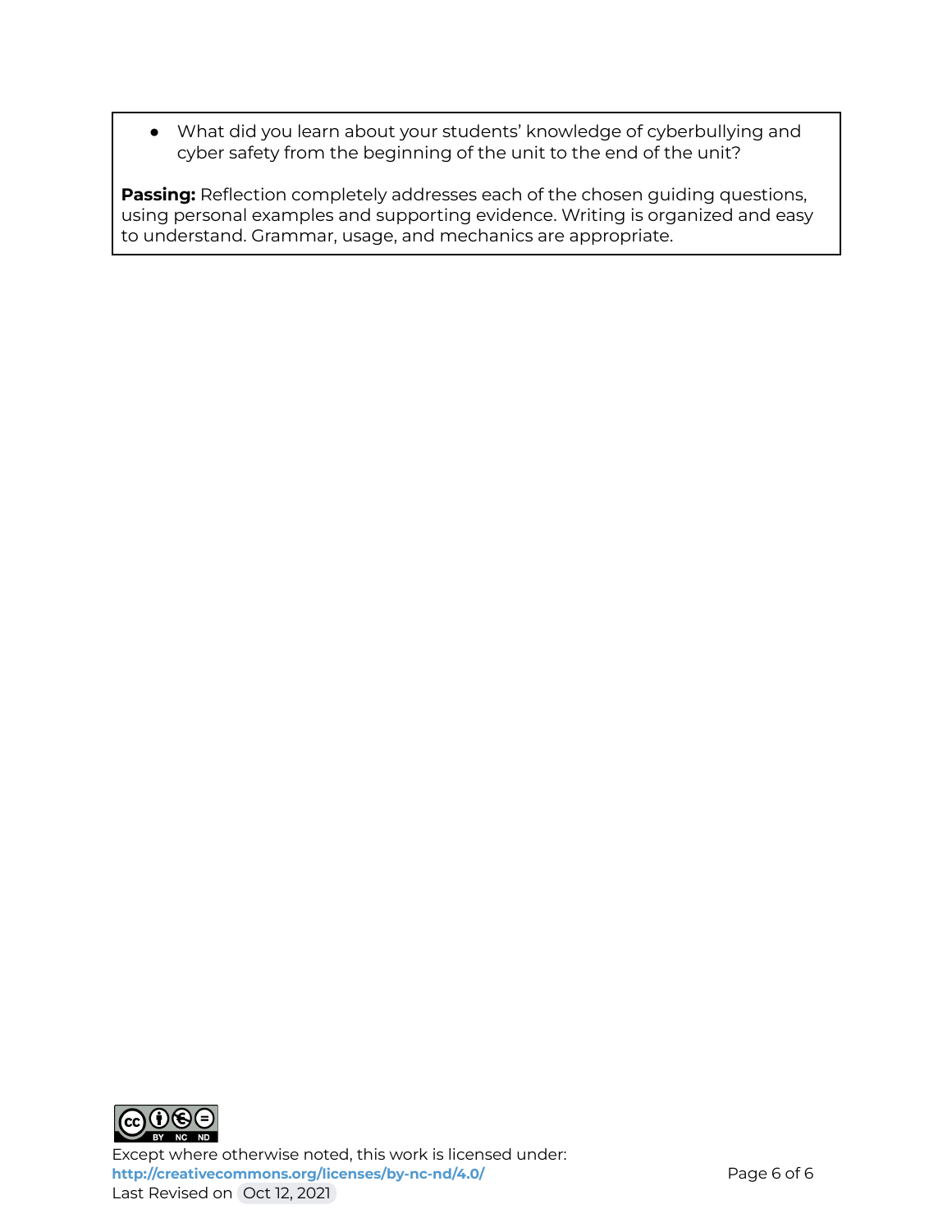- What did you learn about your students' knowledge of cyberbullying and cyber safety from the beginning of the unit to the end of the unit?

**Passing:** Reflection completely addresses each of the chosen guiding questions, using personal examples and supporting evidence. Writing is organized and easy to understand. Grammar, usage, and mechanics are appropriate.

Except where otherwise noted, this work is licensed under:
**http://creativecommons.org/licenses/by-nc-nd/4.0/**
Last Revised on Oct 12, 2021